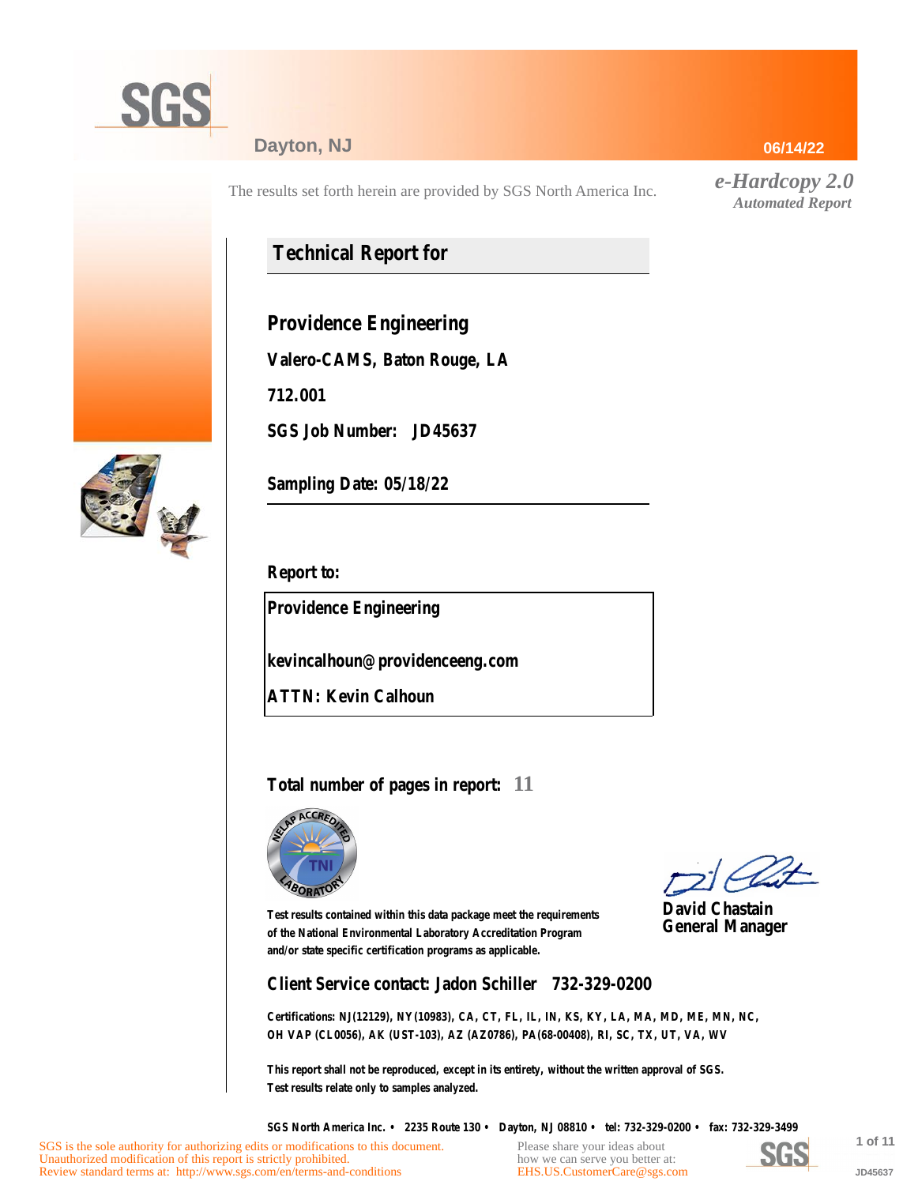SGS

Dayton, NJ

06/14/22

The results set forth herein are provided by SGS North America Inc.

*e-Hardcopy 2.0*
*Automated Report*

## Technical Report for

**Providence Engineering**

**Valero-CAMS, Baton Rouge, LA**

**712.001**

**SGS Job Number: JD45637**

**Sampling Date: 05/18/22**

**Report to:**

**Providence Engineering**

**kevincalhoun@providenceeng.com**

**ATTN: Kevin Calhoun**

**Total number of pages in report: 11**

Test results contained within this data package meet the requirements of the National Environmental Laboratory Accreditation Program and/or state specific certification programs as applicable.

David Chastain
General Manager

**Client Service contact: Jadon Schiller 732-329-0200**

Certifications: NJ(12129), NY(10983), CA, CT, FL, IL, IN, KS, KY, LA, MA, MD, ME, MN, NC, OH VAP (CL0056), AK (UST-103), AZ (AZ0786), PA(68-00408), RI, SC, TX, UT, VA, WV

This report shall not be reproduced, except in its entirety, without the written approval of SGS.
Test results relate only to samples analyzed.

SGS North America Inc. • 2235 Route 130 • Dayton, NJ 08810 • tel: 732-329-0200 • fax: 732-329-3499

SGS is the sole authority for authorizing edits or modifications to this document.
Unauthorized modification of this report is strictly prohibited.
Review standard terms at: http://www.sgs.com/en/terms-and-conditions

Please share your ideas about how we can serve you better at:
EHS.US.CustomerCare@sgs.com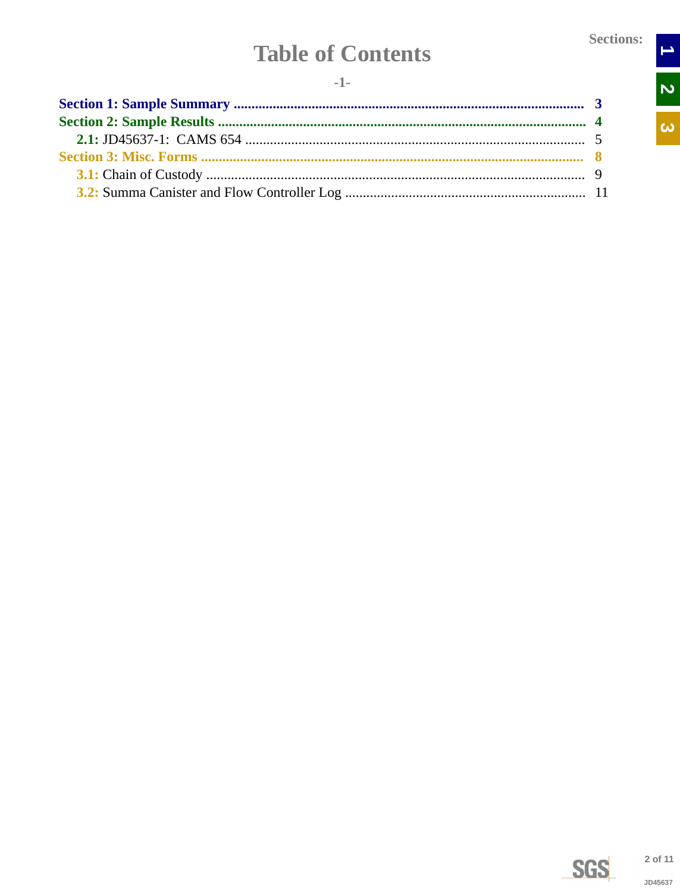# Table of Contents

-1-

**Section 1: Sample Summary** .................................................................................................... **3**
**Section 2: Sample Results** ........................................................................................................ **4**
  **2.1:** JD45637-1: CAMS 654 ............................................................................................... 5
**Section 3: Misc. Forms** .............................................................................................................. **8**
  **3.1:** Chain of Custody ......................................................................................................... 9
  **3.2:** Summa Canister and Flow Controller Log .................................................................. 11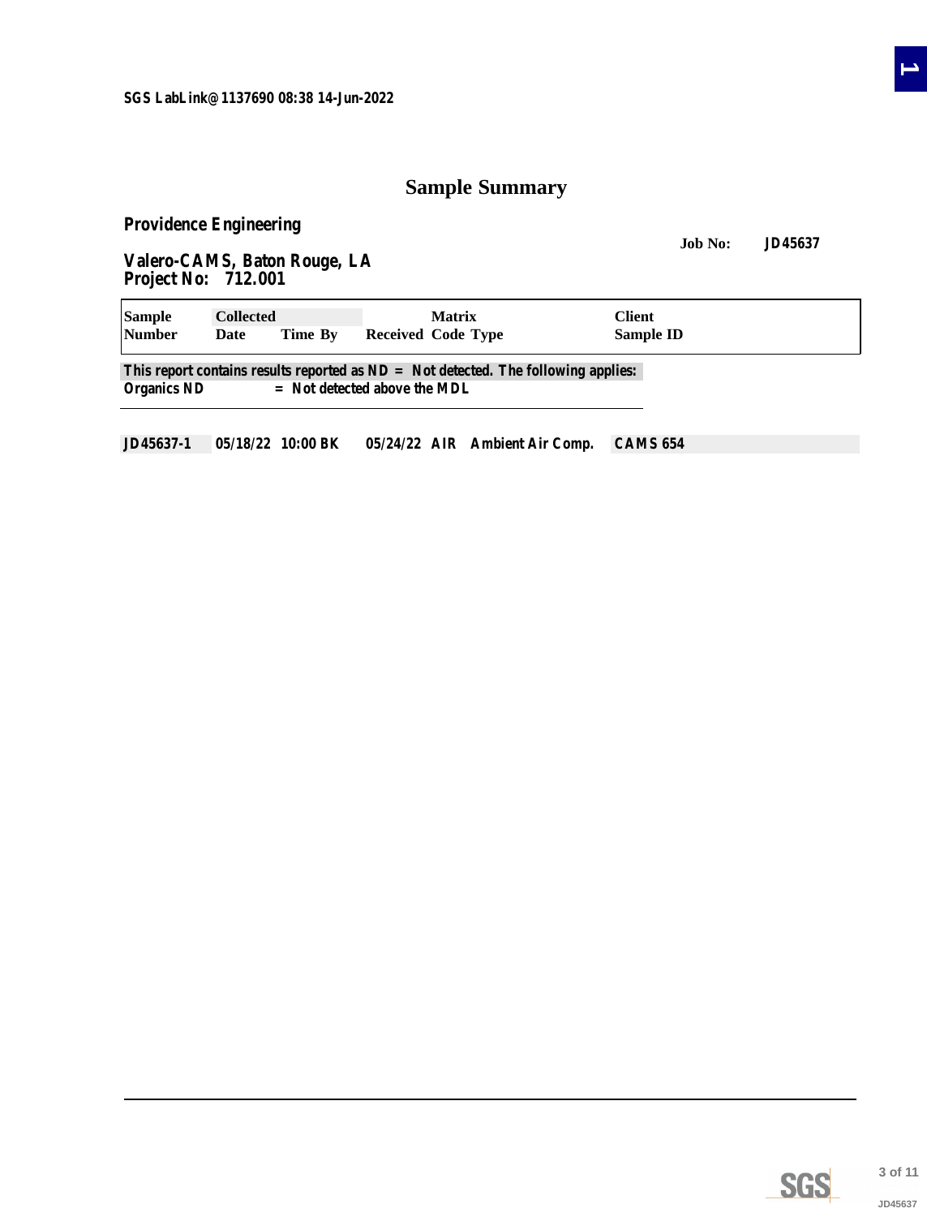SGS LabLink@1137690 08:38 14-Jun-2022

# Sample Summary

**Providence Engineering**

**Job No:** JD45637

**Valero-CAMS, Baton Rouge, LA**
**Project No: 712.001**

| Sample Number | Collected Date | Time | By | Received | Matrix Code | Type | Client Sample ID |
|---|---|---|---|---|---|---|---|
| JD45637-1 | 05/18/22 | 10:00 | BK | 05/24/22 | AIR | Ambient Air Comp. | CAMS 654 |

This report contains results reported as ND = Not detected. The following applies:
Organics ND = Not detected above the MDL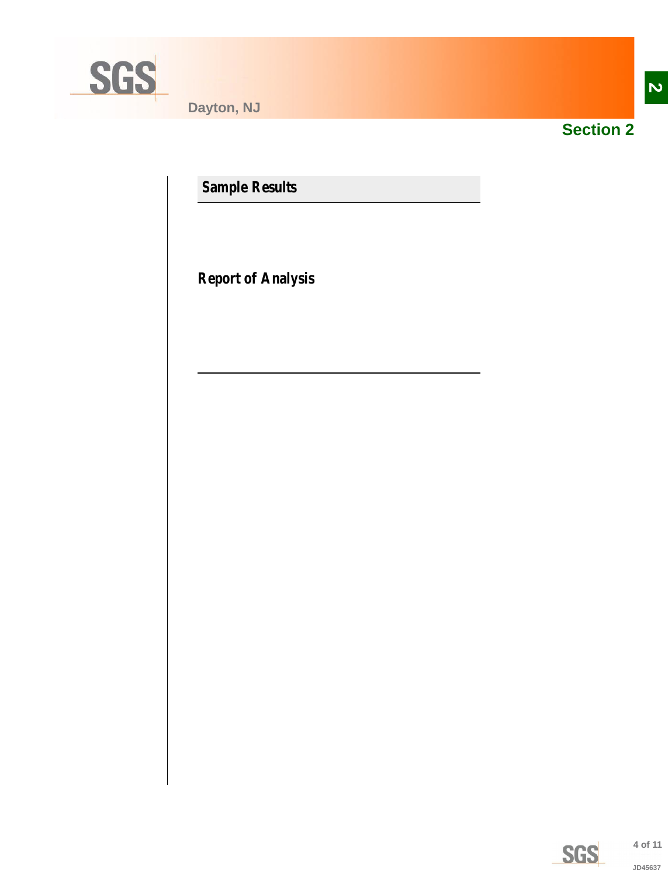## Section 2

### Sample Results

### Report of Analysis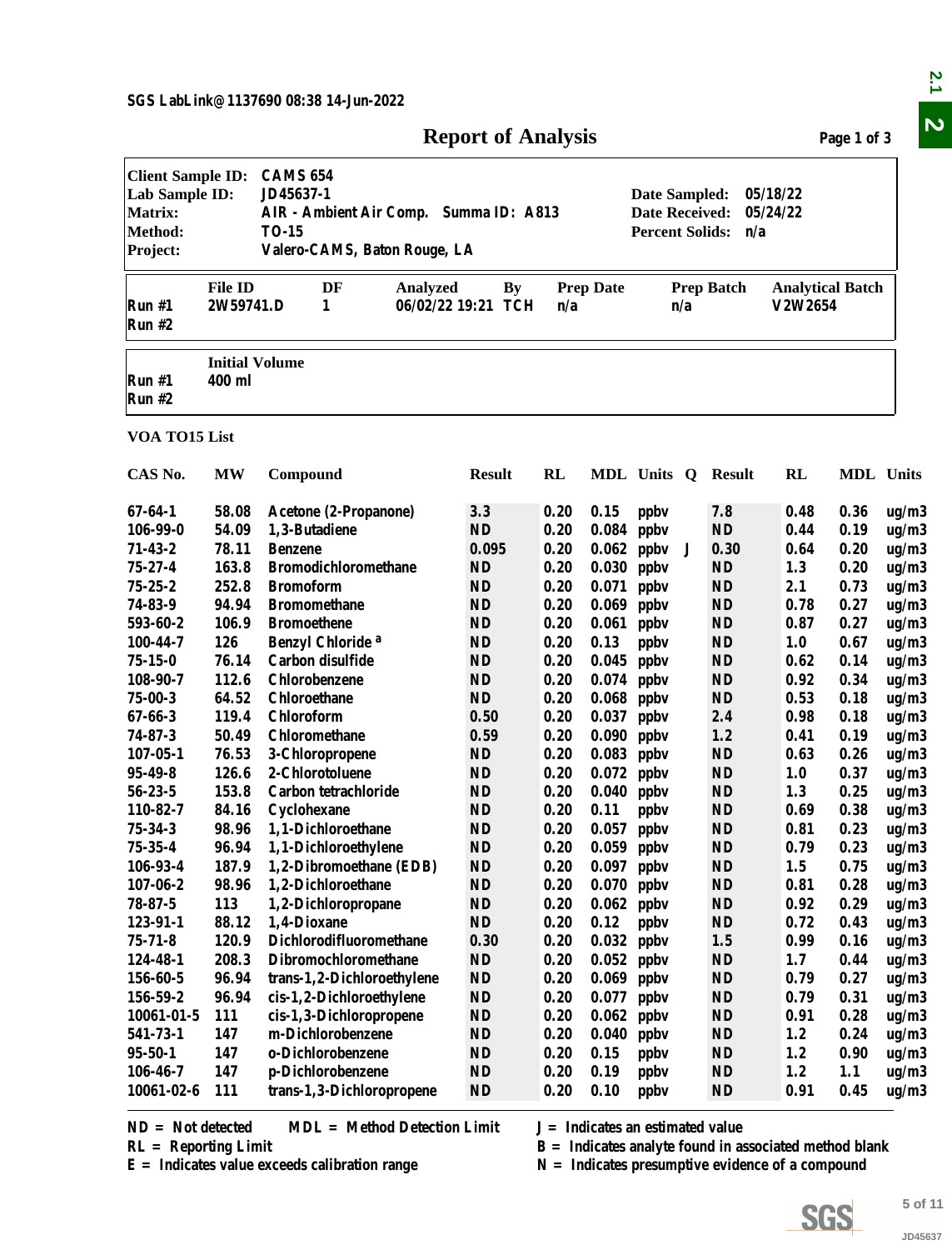SGS LabLink@1137690 08:38 14-Jun-2022

# Report of Analysis

| | | | |
|---|---|---|---|
| **Client Sample ID:** | CAMS 654 | | |
| **Lab Sample ID:** | JD45637-1 | **Date Sampled:** | 05/18/22 |
| **Matrix:** | AIR - Ambient Air Comp. Summa ID: A813 | **Date Received:** | 05/24/22 |
| **Method:** | TO-15 | **Percent Solids:** | n/a |
| **Project:** | Valero-CAMS, Baton Rouge, LA | | |

| | File ID | DF | Analyzed | By | Prep Date | Prep Batch | Analytical Batch |
|---|---|---|---|---|---|---|---|
| Run #1 | 2W59741.D | 1 | 06/02/22 19:21 | TCH | n/a | n/a | V2W2654 |
| Run #2 | | | | | | | |

| | Initial Volume |
|---|---|
| Run #1 | 400 ml |
| Run #2 | |

**VOA TO15 List**

| CAS No. | MW | Compound | Result | RL | MDL | Units | Q | Result | RL | MDL | Units |
|---|---|---|---|---|---|---|---|---|---|---|---|
| 67-64-1 | 58.08 | Acetone (2-Propanone) | 3.3 | 0.20 | 0.15 | ppbv | | 7.8 | 0.48 | 0.36 | ug/m3 |
| 106-99-0 | 54.09 | 1,3-Butadiene | ND | 0.20 | 0.084 | ppbv | | ND | 0.44 | 0.19 | ug/m3 |
| 71-43-2 | 78.11 | Benzene | 0.095 | 0.20 | 0.062 | ppbv | J | 0.30 | 0.64 | 0.20 | ug/m3 |
| 75-27-4 | 163.8 | Bromodichloromethane | ND | 0.20 | 0.030 | ppbv | | ND | 1.3 | 0.20 | ug/m3 |
| 75-25-2 | 252.8 | Bromoform | ND | 0.20 | 0.071 | ppbv | | ND | 2.1 | 0.73 | ug/m3 |
| 74-83-9 | 94.94 | Bromomethane | ND | 0.20 | 0.069 | ppbv | | ND | 0.78 | 0.27 | ug/m3 |
| 593-60-2 | 106.9 | Bromoethene | ND | 0.20 | 0.061 | ppbv | | ND | 0.87 | 0.27 | ug/m3 |
| 100-44-7 | 126 | Benzyl Chloride [a] | ND | 0.20 | 0.13 | ppbv | | ND | 1.0 | 0.67 | ug/m3 |
| 75-15-0 | 76.14 | Carbon disulfide | ND | 0.20 | 0.045 | ppbv | | ND | 0.62 | 0.14 | ug/m3 |
| 108-90-7 | 112.6 | Chlorobenzene | ND | 0.20 | 0.074 | ppbv | | ND | 0.92 | 0.34 | ug/m3 |
| 75-00-3 | 64.52 | Chloroethane | ND | 0.20 | 0.068 | ppbv | | ND | 0.53 | 0.18 | ug/m3 |
| 67-66-3 | 119.4 | Chloroform | 0.50 | 0.20 | 0.037 | ppbv | | 2.4 | 0.98 | 0.18 | ug/m3 |
| 74-87-3 | 50.49 | Chloromethane | 0.59 | 0.20 | 0.090 | ppbv | | 1.2 | 0.41 | 0.19 | ug/m3 |
| 107-05-1 | 76.53 | 3-Chloropropene | ND | 0.20 | 0.083 | ppbv | | ND | 0.63 | 0.26 | ug/m3 |
| 95-49-8 | 126.6 | 2-Chlorotoluene | ND | 0.20 | 0.072 | ppbv | | ND | 1.0 | 0.37 | ug/m3 |
| 56-23-5 | 153.8 | Carbon tetrachloride | ND | 0.20 | 0.040 | ppbv | | ND | 1.3 | 0.25 | ug/m3 |
| 110-82-7 | 84.16 | Cyclohexane | ND | 0.20 | 0.11 | ppbv | | ND | 0.69 | 0.38 | ug/m3 |
| 75-34-3 | 98.96 | 1,1-Dichloroethane | ND | 0.20 | 0.057 | ppbv | | ND | 0.81 | 0.23 | ug/m3 |
| 75-35-4 | 96.94 | 1,1-Dichloroethylene | ND | 0.20 | 0.059 | ppbv | | ND | 0.79 | 0.23 | ug/m3 |
| 106-93-4 | 187.9 | 1,2-Dibromoethane (EDB) | ND | 0.20 | 0.097 | ppbv | | ND | 1.5 | 0.75 | ug/m3 |
| 107-06-2 | 98.96 | 1,2-Dichloroethane | ND | 0.20 | 0.070 | ppbv | | ND | 0.81 | 0.28 | ug/m3 |
| 78-87-5 | 113 | 1,2-Dichloropropane | ND | 0.20 | 0.062 | ppbv | | ND | 0.92 | 0.29 | ug/m3 |
| 123-91-1 | 88.12 | 1,4-Dioxane | ND | 0.20 | 0.12 | ppbv | | ND | 0.72 | 0.43 | ug/m3 |
| 75-71-8 | 120.9 | Dichlorodifluoromethane | 0.30 | 0.20 | 0.032 | ppbv | | 1.5 | 0.99 | 0.16 | ug/m3 |
| 124-48-1 | 208.3 | Dibromochloromethane | ND | 0.20 | 0.052 | ppbv | | ND | 1.7 | 0.44 | ug/m3 |
| 156-60-5 | 96.94 | trans-1,2-Dichloroethylene | ND | 0.20 | 0.069 | ppbv | | ND | 0.79 | 0.27 | ug/m3 |
| 156-59-2 | 96.94 | cis-1,2-Dichloroethylene | ND | 0.20 | 0.077 | ppbv | | ND | 0.79 | 0.31 | ug/m3 |
| 10061-01-5 | 111 | cis-1,3-Dichloropropene | ND | 0.20 | 0.062 | ppbv | | ND | 0.91 | 0.28 | ug/m3 |
| 541-73-1 | 147 | m-Dichlorobenzene | ND | 0.20 | 0.040 | ppbv | | ND | 1.2 | 0.24 | ug/m3 |
| 95-50-1 | 147 | o-Dichlorobenzene | ND | 0.20 | 0.15 | ppbv | | ND | 1.2 | 0.90 | ug/m3 |
| 106-46-7 | 147 | p-Dichlorobenzene | ND | 0.20 | 0.19 | ppbv | | ND | 1.2 | 1.1 | ug/m3 |
| 10061-02-6 | 111 | trans-1,3-Dichloropropene | ND | 0.20 | 0.10 | ppbv | | ND | 0.91 | 0.45 | ug/m3 |

ND = Not detected  MDL = Method Detection Limit  J = Indicates an estimated value
RL = Reporting Limit  B = Indicates analyte found in associated method blank
E = Indicates value exceeds calibration range  N = Indicates presumptive evidence of a compound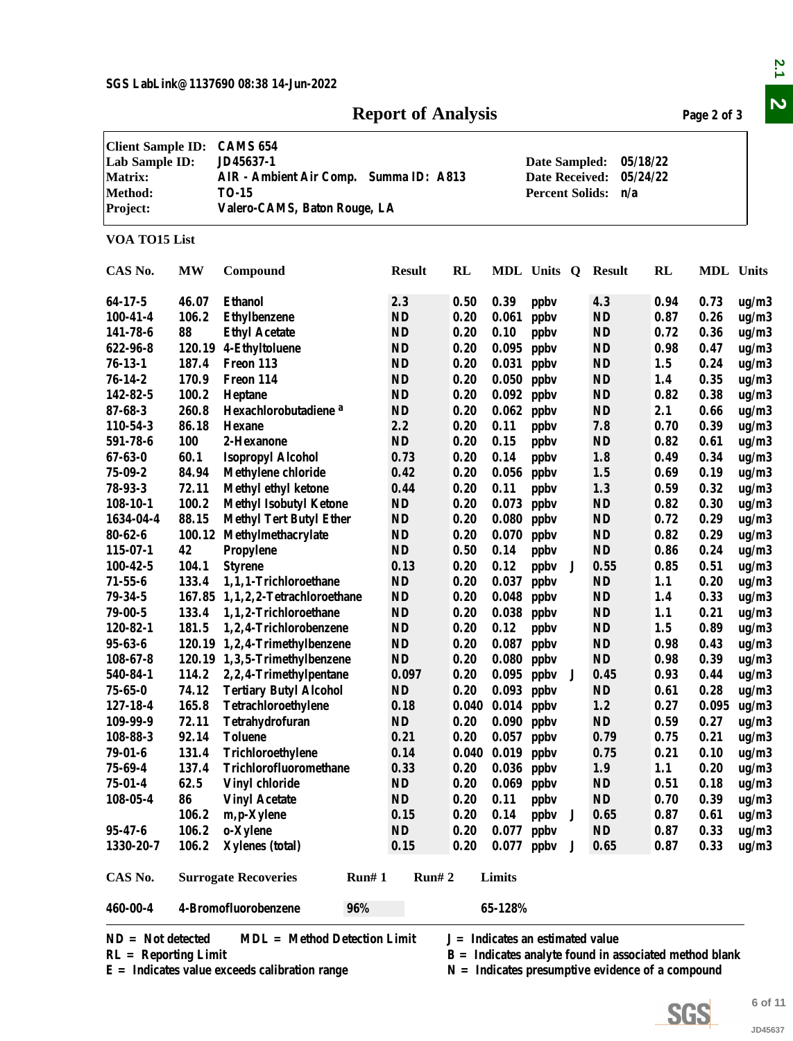SGS LabLink@1137690 08:38 14-Jun-2022

# Report of Analysis

| | | | |
|---|---|---|---|
| **Client Sample ID:** | CAMS 654 | | |
| **Lab Sample ID:** | JD45637-1 | **Date Sampled:** | 05/18/22 |
| **Matrix:** | AIR - Ambient Air Comp. Summa ID: A813 | **Date Received:** | 05/24/22 |
| **Method:** | TO-15 | **Percent Solids:** | n/a |
| **Project:** | Valero-CAMS, Baton Rouge, LA | | |

**VOA TO15 List**

| CAS No. | MW | Compound | Result | RL | MDL | Units | Q | Result | RL | MDL | Units |
|---|---|---|---|---|---|---|---|---|---|---|---|
| 64-17-5 | 46.07 | Ethanol | 2.3 | 0.50 | 0.39 | ppbv | | 4.3 | 0.94 | 0.73 | ug/m3 |
| 100-41-4 | 106.2 | Ethylbenzene | ND | 0.20 | 0.061 | ppbv | | ND | 0.87 | 0.26 | ug/m3 |
| 141-78-6 | 88 | Ethyl Acetate | ND | 0.20 | 0.10 | ppbv | | ND | 0.72 | 0.36 | ug/m3 |
| 622-96-8 | 120.19 | 4-Ethyltoluene | ND | 0.20 | 0.095 | ppbv | | ND | 0.98 | 0.47 | ug/m3 |
| 76-13-1 | 187.4 | Freon 113 | ND | 0.20 | 0.031 | ppbv | | ND | 1.5 | 0.24 | ug/m3 |
| 76-14-2 | 170.9 | Freon 114 | ND | 0.20 | 0.050 | ppbv | | ND | 1.4 | 0.35 | ug/m3 |
| 142-82-5 | 100.2 | Heptane | ND | 0.20 | 0.092 | ppbv | | ND | 0.82 | 0.38 | ug/m3 |
| 87-68-3 | 260.8 | Hexachlorobutadiene [a] | ND | 0.20 | 0.062 | ppbv | | ND | 2.1 | 0.66 | ug/m3 |
| 110-54-3 | 86.18 | Hexane | 2.2 | 0.20 | 0.11 | ppbv | | 7.8 | 0.70 | 0.39 | ug/m3 |
| 591-78-6 | 100 | 2-Hexanone | ND | 0.20 | 0.15 | ppbv | | ND | 0.82 | 0.61 | ug/m3 |
| 67-63-0 | 60.1 | Isopropyl Alcohol | 0.73 | 0.20 | 0.14 | ppbv | | 1.8 | 0.49 | 0.34 | ug/m3 |
| 75-09-2 | 84.94 | Methylene chloride | 0.42 | 0.20 | 0.056 | ppbv | | 1.5 | 0.69 | 0.19 | ug/m3 |
| 78-93-3 | 72.11 | Methyl ethyl ketone | 0.44 | 0.20 | 0.11 | ppbv | | 1.3 | 0.59 | 0.32 | ug/m3 |
| 108-10-1 | 100.2 | Methyl Isobutyl Ketone | ND | 0.20 | 0.073 | ppbv | | ND | 0.82 | 0.30 | ug/m3 |
| 1634-04-4 | 88.15 | Methyl Tert Butyl Ether | ND | 0.20 | 0.080 | ppbv | | ND | 0.72 | 0.29 | ug/m3 |
| 80-62-6 | 100.12 | Methylmethacrylate | ND | 0.20 | 0.070 | ppbv | | ND | 0.82 | 0.29 | ug/m3 |
| 115-07-1 | 42 | Propylene | ND | 0.50 | 0.14 | ppbv | | ND | 0.86 | 0.24 | ug/m3 |
| 100-42-5 | 104.1 | Styrene | 0.13 | 0.20 | 0.12 | ppbv | J | 0.55 | 0.85 | 0.51 | ug/m3 |
| 71-55-6 | 133.4 | 1,1,1-Trichloroethane | ND | 0.20 | 0.037 | ppbv | | ND | 1.1 | 0.20 | ug/m3 |
| 79-34-5 | 167.85 | 1,1,2,2-Tetrachloroethane | ND | 0.20 | 0.048 | ppbv | | ND | 1.4 | 0.33 | ug/m3 |
| 79-00-5 | 133.4 | 1,1,2-Trichloroethane | ND | 0.20 | 0.038 | ppbv | | ND | 1.1 | 0.21 | ug/m3 |
| 120-82-1 | 181.5 | 1,2,4-Trichlorobenzene | ND | 0.20 | 0.12 | ppbv | | ND | 1.5 | 0.89 | ug/m3 |
| 95-63-6 | 120.19 | 1,2,4-Trimethylbenzene | ND | 0.20 | 0.087 | ppbv | | ND | 0.98 | 0.43 | ug/m3 |
| 108-67-8 | 120.19 | 1,3,5-Trimethylbenzene | ND | 0.20 | 0.080 | ppbv | | ND | 0.98 | 0.39 | ug/m3 |
| 540-84-1 | 114.2 | 2,2,4-Trimethylpentane | 0.097 | 0.20 | 0.095 | ppbv | J | 0.45 | 0.93 | 0.44 | ug/m3 |
| 75-65-0 | 74.12 | Tertiary Butyl Alcohol | ND | 0.20 | 0.093 | ppbv | | ND | 0.61 | 0.28 | ug/m3 |
| 127-18-4 | 165.8 | Tetrachloroethylene | 0.18 | 0.040 | 0.014 | ppbv | | 1.2 | 0.27 | 0.095 | ug/m3 |
| 109-99-9 | 72.11 | Tetrahydrofuran | ND | 0.20 | 0.090 | ppbv | | ND | 0.59 | 0.27 | ug/m3 |
| 108-88-3 | 92.14 | Toluene | 0.21 | 0.20 | 0.057 | ppbv | | 0.79 | 0.75 | 0.21 | ug/m3 |
| 79-01-6 | 131.4 | Trichloroethylene | 0.14 | 0.040 | 0.019 | ppbv | | 0.75 | 0.21 | 0.10 | ug/m3 |
| 75-69-4 | 137.4 | Trichlorofluoromethane | 0.33 | 0.20 | 0.036 | ppbv | | 1.9 | 1.1 | 0.20 | ug/m3 |
| 75-01-4 | 62.5 | Vinyl chloride | ND | 0.20 | 0.069 | ppbv | | ND | 0.51 | 0.18 | ug/m3 |
| 108-05-4 | 86 | Vinyl Acetate | ND | 0.20 | 0.11 | ppbv | | ND | 0.70 | 0.39 | ug/m3 |
| | 106.2 | m,p-Xylene | 0.15 | 0.20 | 0.14 | ppbv | J | 0.65 | 0.87 | 0.61 | ug/m3 |
| 95-47-6 | 106.2 | o-Xylene | ND | 0.20 | 0.077 | ppbv | | ND | 0.87 | 0.33 | ug/m3 |
| 1330-20-7 | 106.2 | Xylenes (total) | 0.15 | 0.20 | 0.077 | ppbv | J | 0.65 | 0.87 | 0.33 | ug/m3 |

| CAS No. | Surrogate Recoveries | Run# 1 | Run# 2 | Limits |
|---|---|---|---|---|
| 460-00-4 | 4-Bromofluorobenzene | 96% | | 65-128% |

ND = Not detected  MDL = Method Detection Limit  J = Indicates an estimated value
RL = Reporting Limit  B = Indicates analyte found in associated method blank
E = Indicates value exceeds calibration range  N = Indicates presumptive evidence of a compound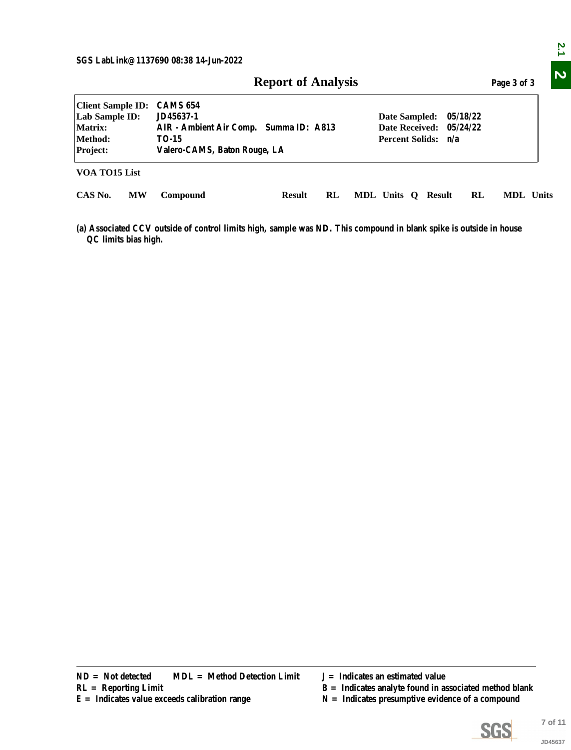SGS LabLink@1137690 08:38 14-Jun-2022

# Report of Analysis

Page 3 of 3

| | | | |
|---|---|---|---|
| **Client Sample ID:** | CAMS 654 | | |
| **Lab Sample ID:** | JD45637-1 | **Date Sampled:** | 05/18/22 |
| **Matrix:** | AIR - Ambient Air Comp. Summa ID: A813 | **Date Received:** | 05/24/22 |
| **Method:** | TO-15 | **Percent Solids:** | n/a |
| **Project:** | Valero-CAMS, Baton Rouge, LA | | |

**VOA TO15 List**

| CAS No. | MW | Compound | Result | RL | MDL | Units | Q | Result | RL | MDL | Units |
|---|---|---|---|---|---|---|---|---|---|---|---|

(a) Associated CCV outside of control limits high, sample was ND. This compound in blank spike is outside in house QC limits bias high.

ND = Not detected  MDL = Method Detection Limit  
RL = Reporting Limit  
E = Indicates value exceeds calibration range  
J = Indicates an estimated value  
B = Indicates analyte found in associated method blank  
N = Indicates presumptive evidence of a compound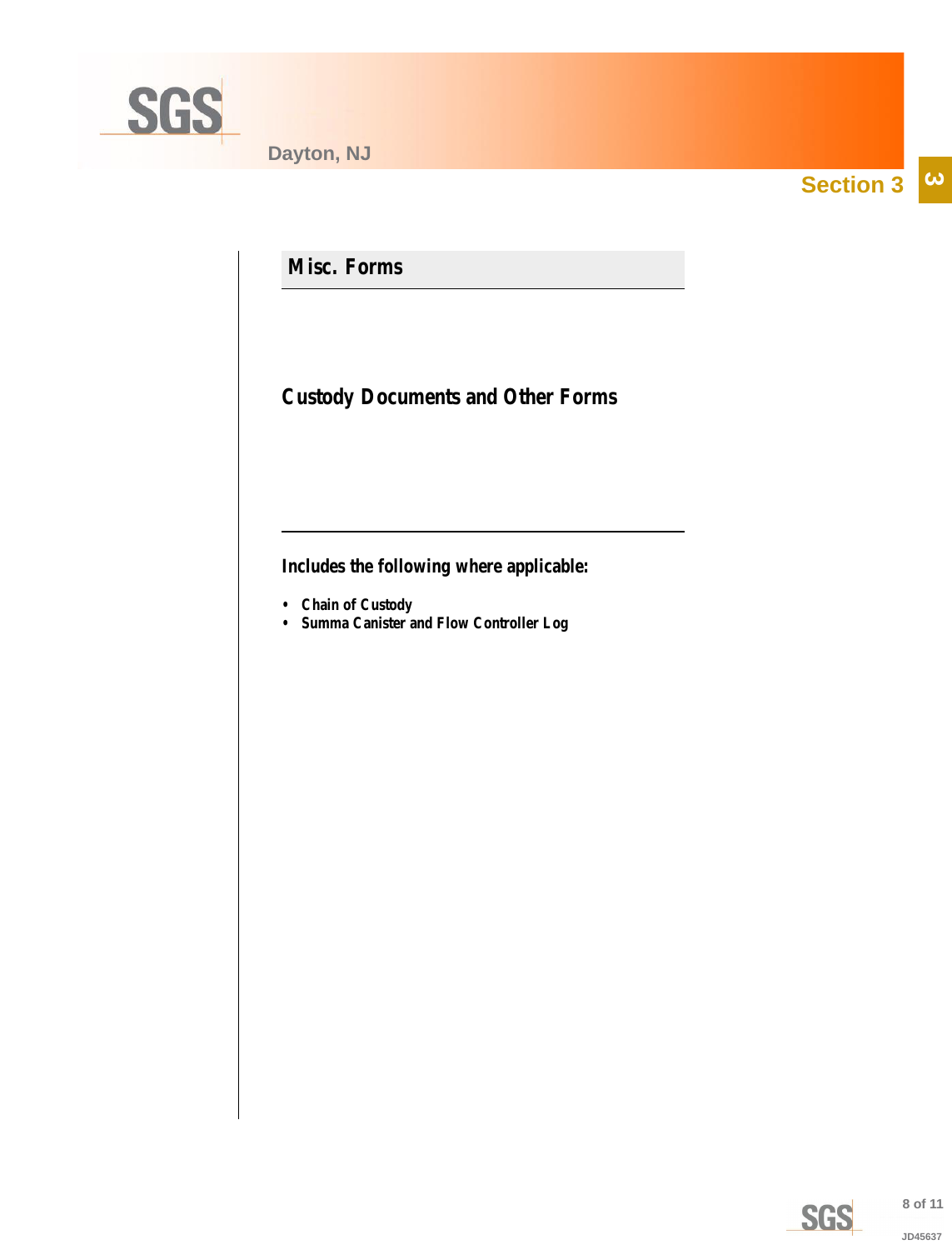## Section 3

# Misc. Forms

## Custody Documents and Other Forms

**Includes the following where applicable:**

- **Chain of Custody**
- **Summa Canister and Flow Controller Log**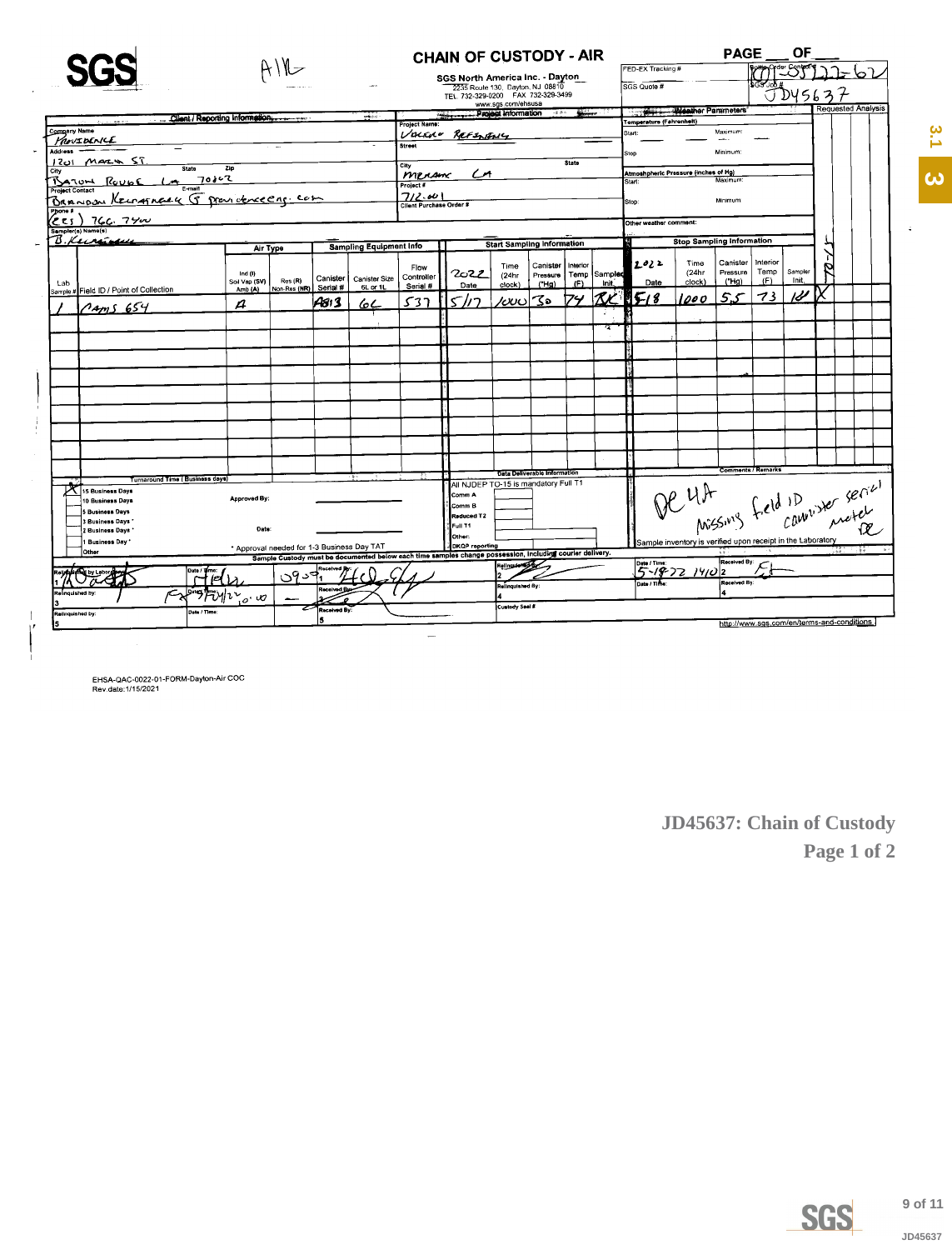SGS

AIR

# CHAIN OF CUSTODY - AIR

SGS North America Inc. - Dayton
2235 Route 130, Dayton, NJ 08810
TEL 732-329-0200 FAX 732-329-3499
www.sgs.com/ehsusa

PAGE ___ OF ___

FED-EX Tracking #

Bottle Order Control #: 0122-62

SGS Quote #

SGS Job #: JD45637

| Client / Reporting Information | Project Information |
|---|---|
| Company Name: PROVIDENCE | Project Name: VALERO REFINERY |
| Address: 1201 MAIN ST. | Street: |
| City: BATON ROUGE State: LA Zip: 70802 | City: MERAUX State: LA |
| Project Contact: BRANDON KERNAGHAN E-mail: @providenceeng.com | Project #: 712.001 |
| Phone #: (225) 766. 7400 | Client Purchase Order # |
| Sampler(s) Name(s): B.KERNAGHAN | |

| Weather Parameters | | |
|---|---|---|
| Temperature (Fahrenheit) Start: | Maximum: | |
| Stop: | Minimum: | |
| Atmospheric Pressure (inches of Hg) Start: | Maximum: | |
| Stop: | Minimum: | |
| Other weather comment: | | |

| Lab Sample # | Field ID / Point of Collection | Ind (I) Soil Vap (SV) Amb (A) | Res (R) Non-Res (NR) | Canister Serial # | Canister Size 6L or 1L | Flow Controller Serial # | Start Date 2022 | Start Time (24hr clock) | Start Canister Pressure ("Hg) | Start Interior Temp (F) | Start Sampler Init. | Stop Date 2022 | Stop Time (24hr clock) | Stop Canister Pressure ("Hg) | Stop Interior Temp (F) | Stop Sampler Init. | TO15 (Requested Analysis) |
|---|---|---|---|---|---|---|---|---|---|---|---|---|---|---|---|---|---|
| 1 | CAMS 654 | A | | A813 | 6L | 537 | 5/17 | 1000 | 30 | 74 | BK | 5-18 | 1000 | 5.5 | 73 | BK | X |

Turnaround Time (Business days)

- X 15 Business Days
- 10 Business Days
- 5 Business Days
- 3 Business Days *
- 2 Business Days *
- 1 Business Day *
- Other

Approved By:

Date:

\* Approval needed for 1-3 Business Day TAT

Data Deliverable Information

All NJDEP TO-15 is mandatory Full T1

- Comm A
- Comm B
- Reduced T2
- Full T1
- Other:
- DKQP reporting

Comments / Remarks

DC 4A
Missing field ID canister serial meter DC

Sample inventory is verified upon receipt in the Laboratory

Sample Custody must be documented below each time samples change possession, including courier delivery.

| Relinquished by Laboratory: | Date / Time: | Received By: | Relinquished By: | Date / Time: | Received By: |
|---|---|---|---|---|---|
| 1 | 5/16/22 0959 | 1 | 2 | 5-19-22 1410 | 2 |
| Relinquished by: | Date/Time: 5/19/22 10:00 | Received By: 3 | Relinquished By: 4 | Date / Time: | Received By: 4 |
| Relinquished by: 5 | Date / Time: | Received By: 5 | Custody Seal # | | |

http://www.sgs.com/en/terms-and-conditions

EHSA-QAC-0022-01-FORM-Dayton-Air COC
Rev.date:1/15/2021

**JD45637: Chain of Custody**
**Page 1 of 2**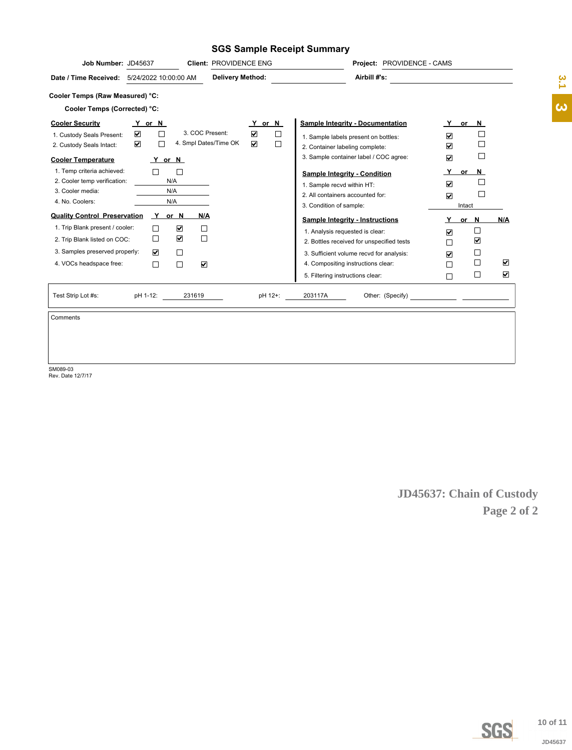# SGS Sample Receipt Summary

**Job Number:** JD45637 **Client:** PROVIDENCE ENG **Project:** PROVIDENCE - CAMS

**Date / Time Received:** 5/24/2022 10:00:00 AM **Delivery Method:** **Airbill #'s:**

**Cooler Temps (Raw Measured) °C:**

**Cooler Temps (Corrected) °C:**

| Cooler Security | Y | N | | Y | N |
|---|---|---|---|---|---|
| 1. Custody Seals Present: | ☑ | ☐ | 3. COC Present: | ☑ | ☐ |
| 2. Custody Seals Intact: | ☑ | ☐ | 4. Smpl Dates/Time OK | ☑ | ☐ |

| Cooler Temperature | Y | N |
|---|---|---|
| 1. Temp criteria achieved: | ☐ | ☐ |
| 2. Cooler temp verification: | N/A | |
| 3. Cooler media: | N/A | |
| 4. No. Coolers: | N/A | |

| Quality Control Preservation | Y | N | N/A |
|---|---|---|---|
| 1. Trip Blank present / cooler: | ☐ | ☑ | ☐ |
| 2. Trip Blank listed on COC: | ☐ | ☑ | ☐ |
| 3. Samples preserved properly: | ☑ | ☐ | |
| 4. VOCs headspace free: | ☐ | ☐ | ☑ |

| Sample Integrity - Documentation | Y | N |
|---|---|---|
| 1. Sample labels present on bottles: | ☑ | ☐ |
| 2. Container labeling complete: | ☑ | ☐ |
| 3. Sample container label / COC agree: | ☑ | ☐ |

| Sample Integrity - Condition | Y | N |
|---|---|---|
| 1. Sample recvd within HT: | ☑ | ☐ |
| 2. All containers accounted for: | ☑ | ☐ |
| 3. Condition of sample: | Intact | |

| Sample Integrity - Instructions | Y | N | N/A |
|---|---|---|---|
| 1. Analysis requested is clear: | ☑ | ☐ | |
| 2. Bottles received for unspecified tests | ☐ | ☑ | |
| 3. Sufficient volume recvd for analysis: | ☑ | ☐ | |
| 4. Compositing instructions clear: | ☐ | ☐ | ☑ |
| 5. Filtering instructions clear: | ☐ | ☐ | ☑ |

Test Strip Lot #s: pH 1-12: 231619 pH 12+: 203117A Other: (Specify)

Comments

SM089-03
Rev. Date 12/7/17

JD45637: Chain of Custody
Page 2 of 2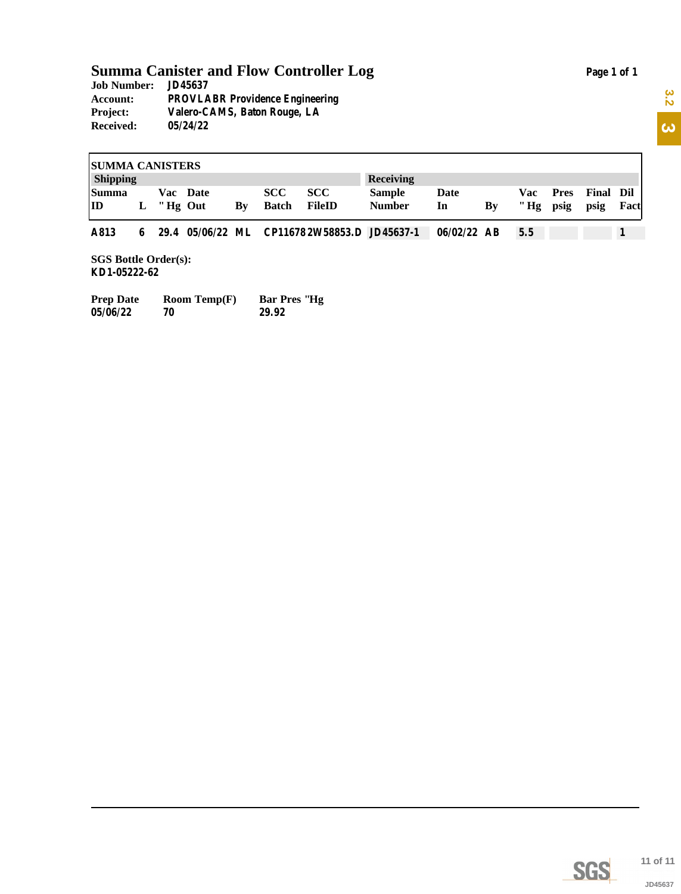# Summa Canister and Flow Controller Log

**Job Number:** JD45637
**Account:** PROVLABR Providence Engineering
**Project:** Valero-CAMS, Baton Rouge, LA
**Received:** 05/24/22

**SUMMA CANISTERS**

| Shipping | | | | | | | Receiving | | | | | | |
|---|---|---|---|---|---|---|---|---|---|---|---|---|---|
| Summa ID | L | Vac " Hg | Date Out | By | SCC Batch | SCC FileID | Sample Number | Date In | By | Vac " Hg | Pres psig | Final psig | Dil Fact |
| A813 | 6 | 29.4 | 05/06/22 | ML | CP11678 | 2W58853.D | JD45637-1 | 06/02/22 | AB | 5.5 | | | 1 |

**SGS Bottle Order(s):**
KD1-05222-62

| Prep Date | Room Temp(F) | Bar Pres "Hg |
|---|---|---|
| 05/06/22 | 70 | 29.92 |